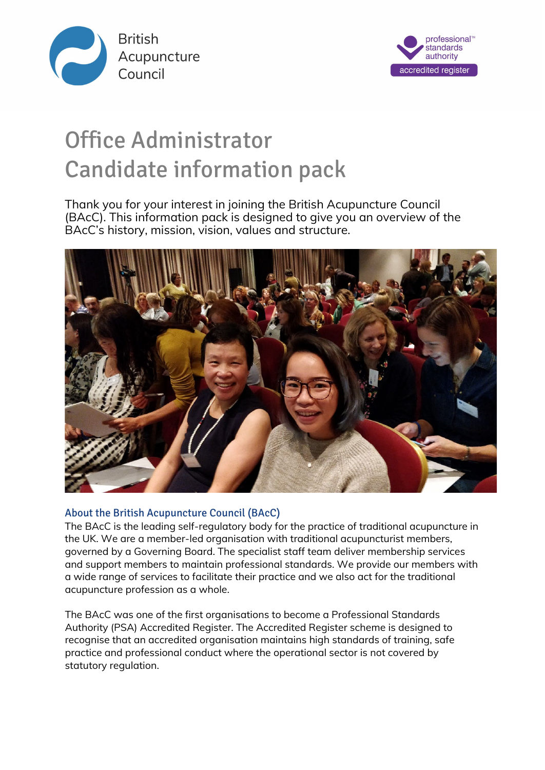British Acupuncture Council

professional standards authority — accredited register

# Office Administrator
# Candidate information pack

Thank you for your interest in joining the British Acupuncture Council (BAcC). This information pack is designed to give you an overview of the BAcC's history, mission, vision, values and structure.

## About the British Acupuncture Council (BAcC)

The BAcC is the leading self-regulatory body for the practice of traditional acupuncture in the UK. We are a member-led organisation with traditional acupuncturist members, governed by a Governing Board. The specialist staff team deliver membership services and support members to maintain professional standards. We provide our members with a wide range of services to facilitate their practice and we also act for the traditional acupuncture profession as a whole.

The BAcC was one of the first organisations to become a Professional Standards Authority (PSA) Accredited Register. The Accredited Register scheme is designed to recognise that an accredited organisation maintains high standards of training, safe practice and professional conduct where the operational sector is not covered by statutory regulation.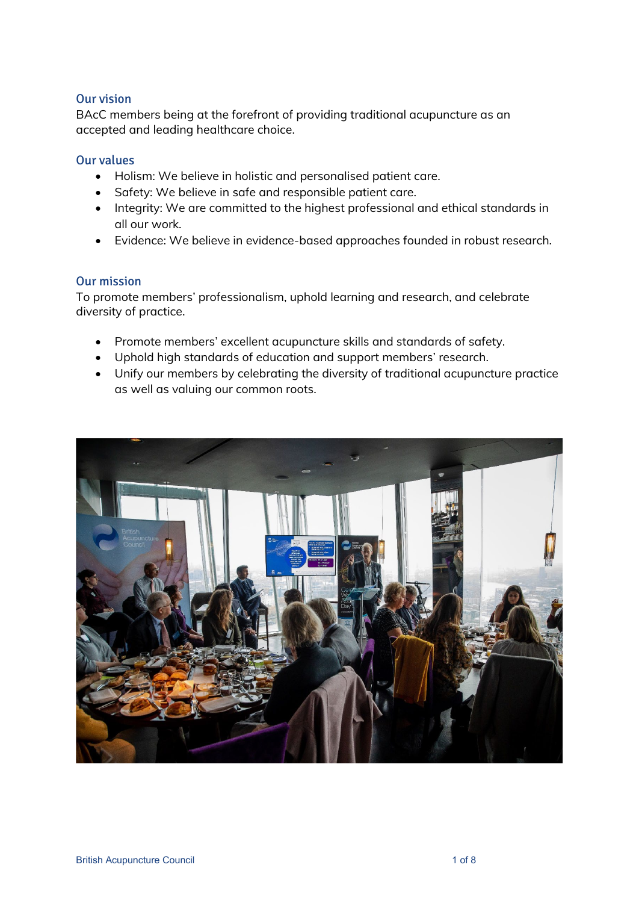## Our vision

BAcC members being at the forefront of providing traditional acupuncture as an accepted and leading healthcare choice.

## Our values

- Holism: We believe in holistic and personalised patient care.
- Safety: We believe in safe and responsible patient care.
- Integrity: We are committed to the highest professional and ethical standards in all our work.
- Evidence: We believe in evidence-based approaches founded in robust research.

## Our mission

To promote members' professionalism, uphold learning and research, and celebrate diversity of practice.

- Promote members' excellent acupuncture skills and standards of safety.
- Uphold high standards of education and support members' research.
- Unify our members by celebrating the diversity of traditional acupuncture practice as well as valuing our common roots.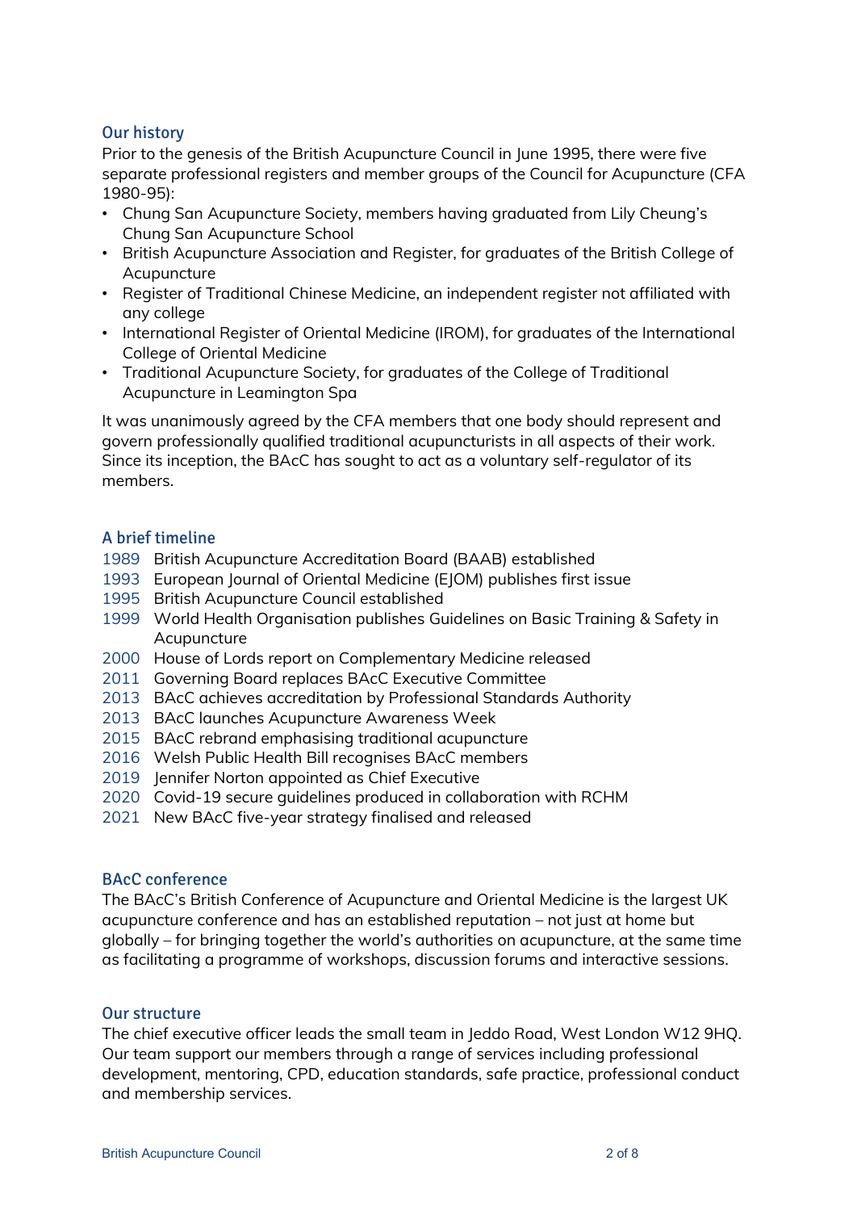## Our history

Prior to the genesis of the British Acupuncture Council in June 1995, there were five separate professional registers and member groups of the Council for Acupuncture (CFA 1980-95):

- Chung San Acupuncture Society, members having graduated from Lily Cheung's Chung San Acupuncture School
- British Acupuncture Association and Register, for graduates of the British College of Acupuncture
- Register of Traditional Chinese Medicine, an independent register not affiliated with any college
- International Register of Oriental Medicine (IROM), for graduates of the International College of Oriental Medicine
- Traditional Acupuncture Society, for graduates of the College of Traditional Acupuncture in Leamington Spa

It was unanimously agreed by the CFA members that one body should represent and govern professionally qualified traditional acupuncturists in all aspects of their work. Since its inception, the BAcC has sought to act as a voluntary self-regulator of its members.

## A brief timeline

1989 British Acupuncture Accreditation Board (BAAB) established
1993 European Journal of Oriental Medicine (EJOM) publishes first issue
1995 British Acupuncture Council established
1999 World Health Organisation publishes Guidelines on Basic Training & Safety in Acupuncture
2000 House of Lords report on Complementary Medicine released
2011 Governing Board replaces BAcC Executive Committee
2013 BAcC achieves accreditation by Professional Standards Authority
2013 BAcC launches Acupuncture Awareness Week
2015 BAcC rebrand emphasising traditional acupuncture
2016 Welsh Public Health Bill recognises BAcC members
2019 Jennifer Norton appointed as Chief Executive
2020 Covid-19 secure guidelines produced in collaboration with RCHM
2021 New BAcC five-year strategy finalised and released

## BAcC conference

The BAcC's British Conference of Acupuncture and Oriental Medicine is the largest UK acupuncture conference and has an established reputation – not just at home but globally – for bringing together the world's authorities on acupuncture, at the same time as facilitating a programme of workshops, discussion forums and interactive sessions.

## Our structure

The chief executive officer leads the small team in Jeddo Road, West London W12 9HQ. Our team support our members through a range of services including professional development, mentoring, CPD, education standards, safe practice, professional conduct and membership services.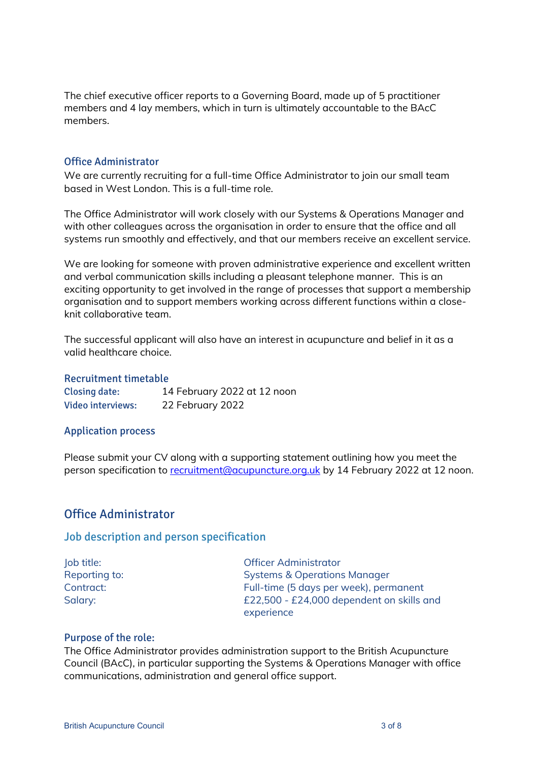The chief executive officer reports to a Governing Board, made up of 5 practitioner members and 4 lay members, which in turn is ultimately accountable to the BAcC members.

### Office Administrator

We are currently recruiting for a full-time Office Administrator to join our small team based in West London. This is a full-time role.

The Office Administrator will work closely with our Systems & Operations Manager and with other colleagues across the organisation in order to ensure that the office and all systems run smoothly and effectively, and that our members receive an excellent service.

We are looking for someone with proven administrative experience and excellent written and verbal communication skills including a pleasant telephone manner. This is an exciting opportunity to get involved in the range of processes that support a membership organisation and to support members working across different functions within a close-knit collaborative team.

The successful applicant will also have an interest in acupuncture and belief in it as a valid healthcare choice.

### Recruitment timetable

| | |
|---|---|
| **Closing date:** | 14 February 2022 at 12 noon |
| **Video interviews:** | 22 February 2022 |

### Application process

Please submit your CV along with a supporting statement outlining how you meet the person specification to [recruitment@acupuncture.org.uk](mailto:recruitment@acupuncture.org.uk) by 14 February 2022 at 12 noon.

## Office Administrator

### Job description and person specification

| | |
|---|---|
| Job title: | Officer Administrator |
| Reporting to: | Systems & Operations Manager |
| Contract: | Full-time (5 days per week), permanent |
| Salary: | £22,500 - £24,000 dependent on skills and experience |

### Purpose of the role:

The Office Administrator provides administration support to the British Acupuncture Council (BAcC), in particular supporting the Systems & Operations Manager with office communications, administration and general office support.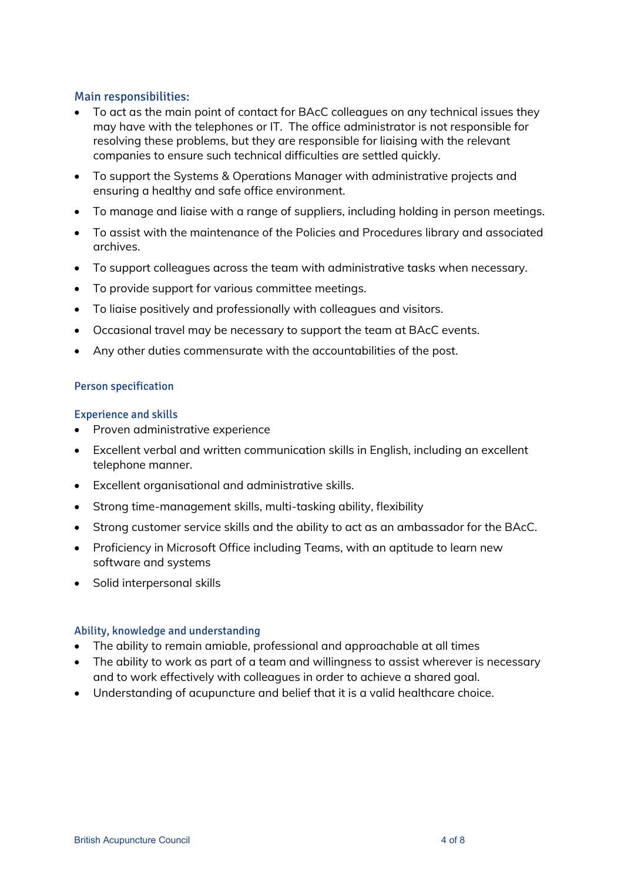## Main responsibilities:

- To act as the main point of contact for BAcC colleagues on any technical issues they may have with the telephones or IT. The office administrator is not responsible for resolving these problems, but they are responsible for liaising with the relevant companies to ensure such technical difficulties are settled quickly.
- To support the Systems & Operations Manager with administrative projects and ensuring a healthy and safe office environment.
- To manage and liaise with a range of suppliers, including holding in person meetings.
- To assist with the maintenance of the Policies and Procedures library and associated archives.
- To support colleagues across the team with administrative tasks when necessary.
- To provide support for various committee meetings.
- To liaise positively and professionally with colleagues and visitors.
- Occasional travel may be necessary to support the team at BAcC events.
- Any other duties commensurate with the accountabilities of the post.

## Person specification

### Experience and skills

- Proven administrative experience
- Excellent verbal and written communication skills in English, including an excellent telephone manner.
- Excellent organisational and administrative skills.
- Strong time-management skills, multi-tasking ability, flexibility
- Strong customer service skills and the ability to act as an ambassador for the BAcC.
- Proficiency in Microsoft Office including Teams, with an aptitude to learn new software and systems
- Solid interpersonal skills

### Ability, knowledge and understanding

- The ability to remain amiable, professional and approachable at all times
- The ability to work as part of a team and willingness to assist wherever is necessary and to work effectively with colleagues in order to achieve a shared goal.
- Understanding of acupuncture and belief that it is a valid healthcare choice.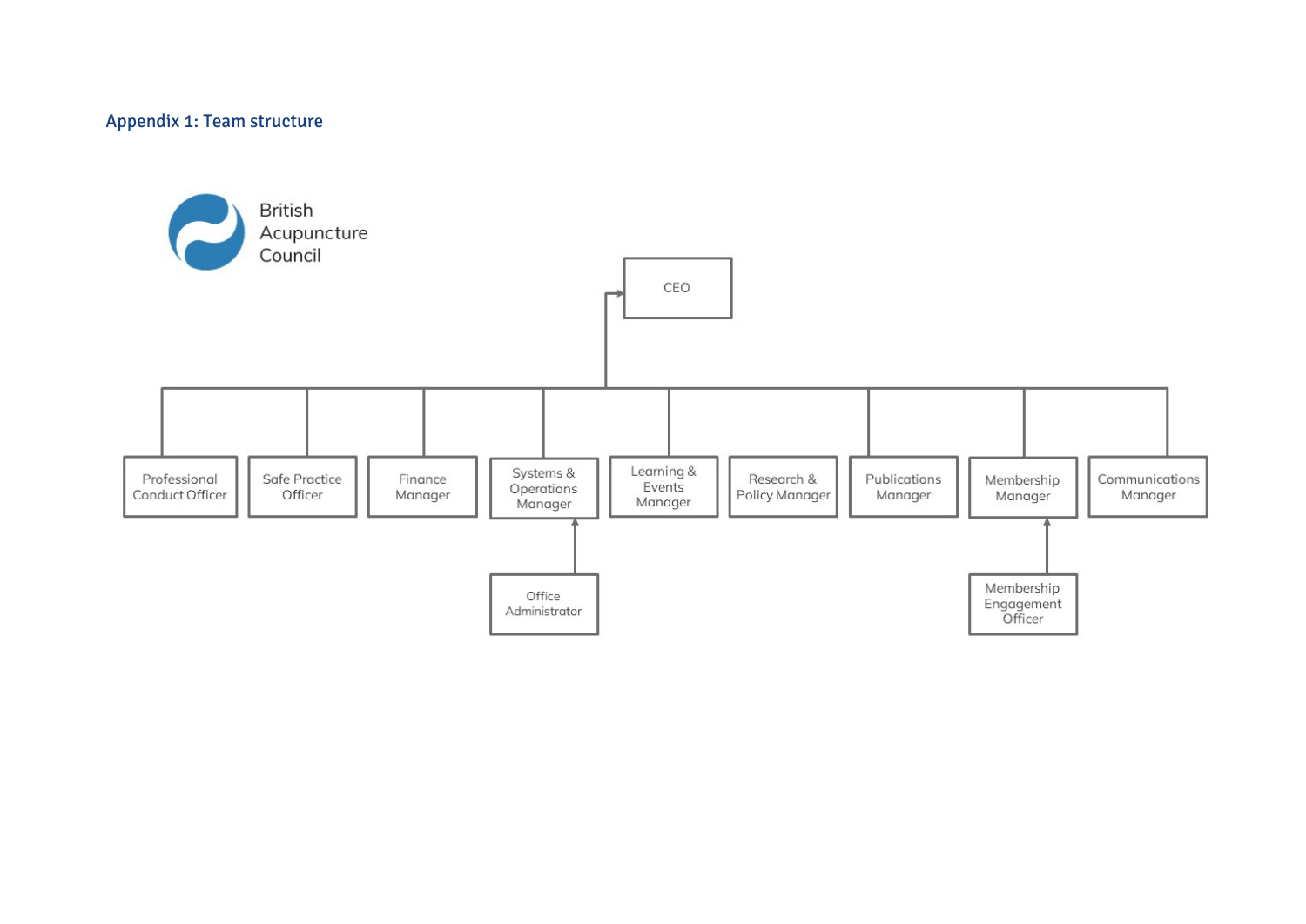## Appendix 1: Team structure

British Acupuncture Council

CEO

Professional Conduct Officer

Safe Practice Officer

Finance Manager

Systems & Operations Manager

Learning & Events Manager

Research & Policy Manager

Publications Manager

Membership Manager

Communications Manager

Office Administrator

Membership Engagement Officer